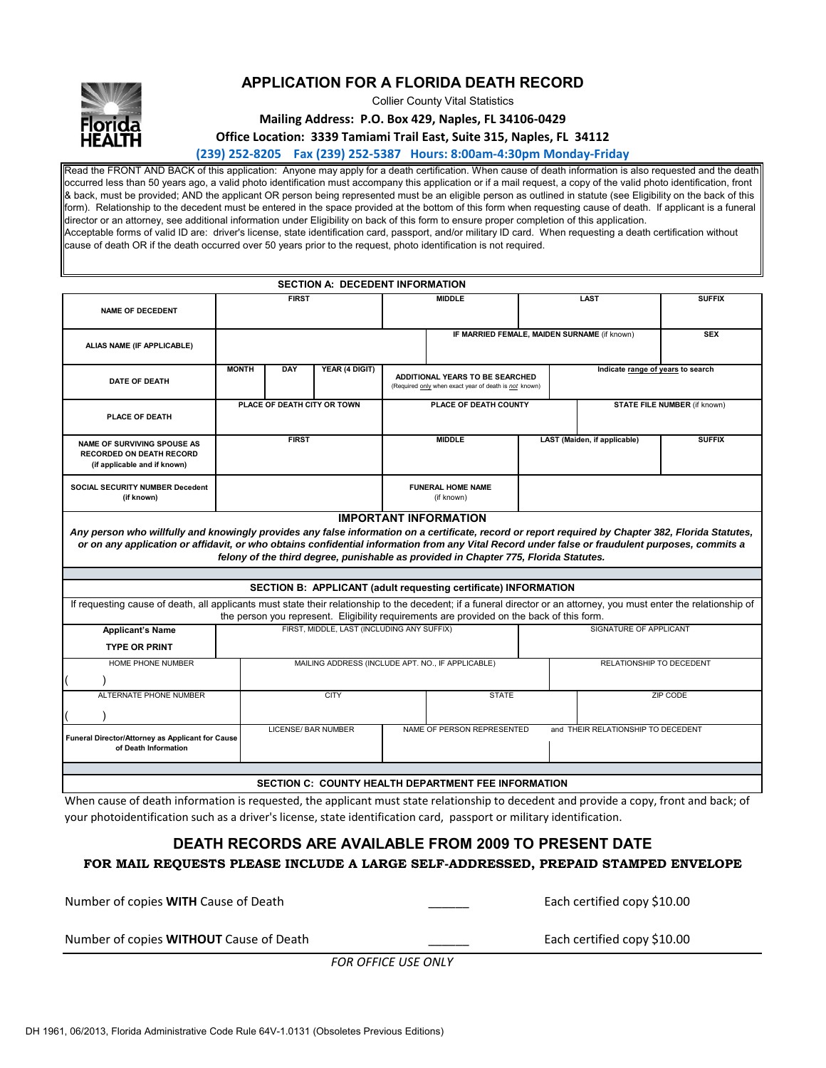# APPLICATION FOR A FLORIDA DEATH RECORD

Collier County Vital Statistics

**Mailing Address: P.O. Box 429, Naples, FL 34106-0429**

**Office Location: 3339 Tamiami Trail East, Suite 315, Naples, FL 34112**

**(239) 252-8205 Fax (239) 252-5387 Hours: 8:00am-4:30pm Monday-Friday**

Read the FRONT AND BACK of this application: Anyone may apply for a death certification. When cause of death information is also requested and the death occurred less than 50 years ago, a valid photo identification must accompany this application or if a mail request, a copy of the valid photo identification, front & back, must be provided; AND the applicant OR person being represented must be an eligible person as outlined in statute (see Eligibility on the back of this form). Relationship to the decedent must be entered in the space provided at the bottom of this form when requesting cause of death. If applicant is a funeral director or an attorney, see additional information under Eligibility on back of this form to ensure proper completion of this application.
Acceptable forms of valid ID are: driver's license, state identification card, passport, and/or military ID card. When requesting a death certification without cause of death OR if the death occurred over 50 years prior to the request, photo identification is not required.

## SECTION A: DECEDENT INFORMATION

| | | | | | |
|---|---|---|---|---|---|
| **NAME OF DECEDENT** | **FIRST** | **MIDDLE** | **LAST** | **SUFFIX** | |
| **ALIAS NAME (IF APPLICABLE)** | | **IF MARRIED FEMALE, MAIDEN SURNAME** (if known) | | **SEX** | |
| **DATE OF DEATH** | **MONTH** / **DAY** / **YEAR (4 DIGIT)** | **ADDITIONAL YEARS TO BE SEARCHED** (Required *only* when exact year of death is *not* known) | **Indicate range of years to search** | | |
| **PLACE OF DEATH** | **PLACE OF DEATH CITY OR TOWN** | **PLACE OF DEATH COUNTY** | **STATE FILE NUMBER** (if known) | | |
| **NAME OF SURVIVING SPOUSE AS RECORDED ON DEATH RECORD** (if applicable and if known) | **FIRST** | **MIDDLE** | **LAST (Maiden, if applicable)** | **SUFFIX** | |
| **SOCIAL SECURITY NUMBER Decedent** (if known) | | **FUNERAL HOME NAME** (if known) | | | |

**IMPORTANT INFORMATION**

***Any person who willfully and knowingly provides any false information on a certificate, record or report required by Chapter 382, Florida Statutes, or on any application or affidavit, or who obtains confidential information from any Vital Record under false or fraudulent purposes, commits a felony of the third degree, punishable as provided in Chapter 775, Florida Statutes.***

## SECTION B: APPLICANT (adult requesting certificate) INFORMATION

If requesting cause of death, all applicants must state their relationship to the decedent; if a funeral director or an attorney, you must enter the relationship of the person you represent. Eligibility requirements are provided on the back of this form.

| | | | |
|---|---|---|---|
| **Applicant's Name TYPE OR PRINT** | FIRST, MIDDLE, LAST (INCLUDING ANY SUFFIX) | SIGNATURE OF APPLICANT | |
| HOME PHONE NUMBER ( ) | MAILING ADDRESS (INCLUDE APT. NO., IF APPLICABLE) | RELATIONSHIP TO DECEDENT | |
| ALTERNATE PHONE NUMBER ( ) | CITY | STATE | ZIP CODE |
| **Funeral Director/Attorney as Applicant for Cause of Death Information** | LICENSE/ BAR NUMBER | NAME OF PERSON REPRESENTED | and THEIR RELATIONSHIP TO DECEDENT |

## SECTION C: COUNTY HEALTH DEPARTMENT FEE INFORMATION

When cause of death information is requested, the applicant must state relationship to decedent and provide a copy, front and back; of your photoidentification such as a driver's license, state identification card, passport or military identification.

## DEATH RECORDS ARE AVAILABLE FROM 2009 TO PRESENT DATE

**FOR MAIL REQUESTS PLEASE INCLUDE A LARGE SELF-ADDRESSED, PREPAID STAMPED ENVELOPE**

Number of copies **WITH** Cause of Death ______ Each certified copy $10.00

Number of copies **WITHOUT** Cause of Death ______ Each certified copy $10.00

*FOR OFFICE USE ONLY*

DH 1961, 06/2013, Florida Administrative Code Rule 64V-1.0131 (Obsoletes Previous Editions)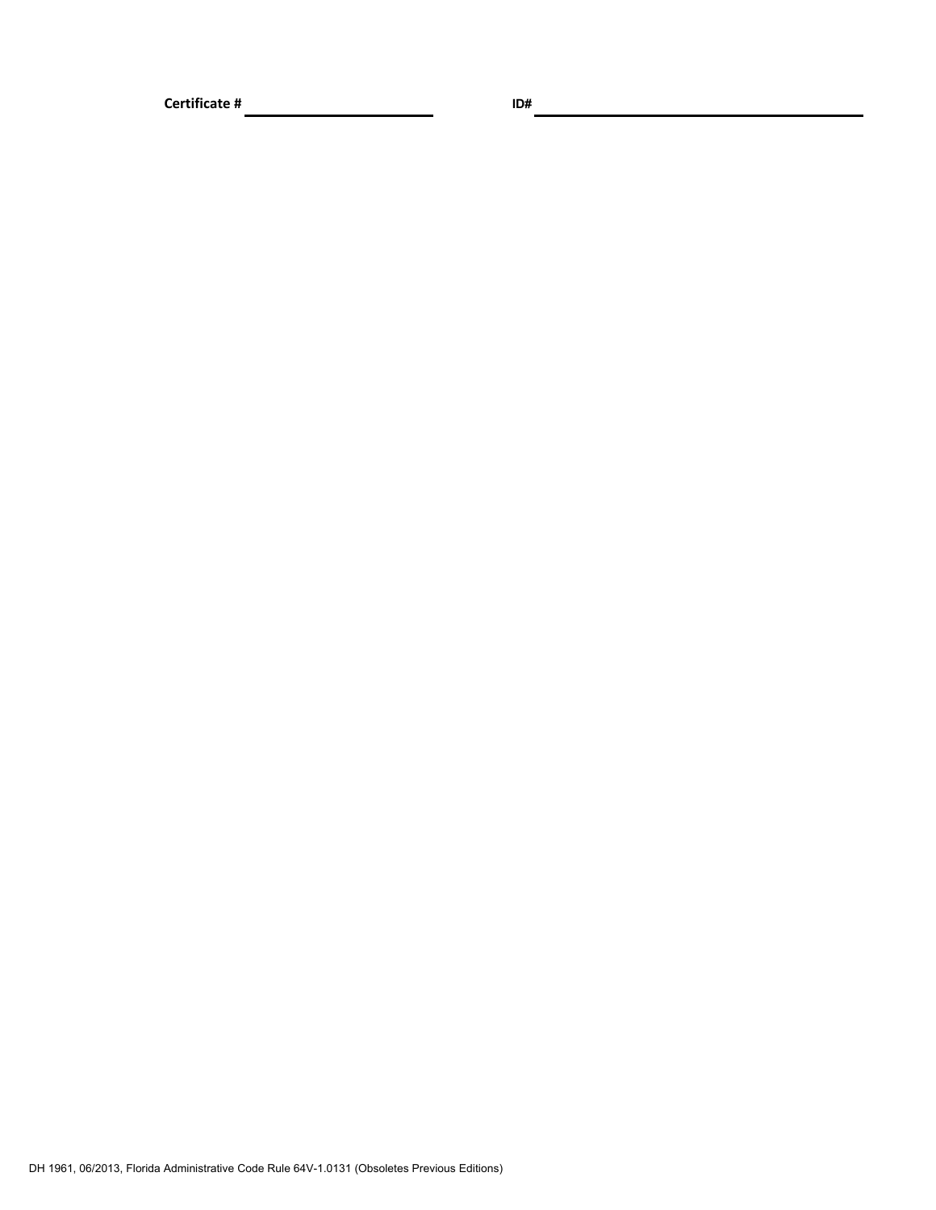**Certificate #** ____________________ **ID#** ________________________________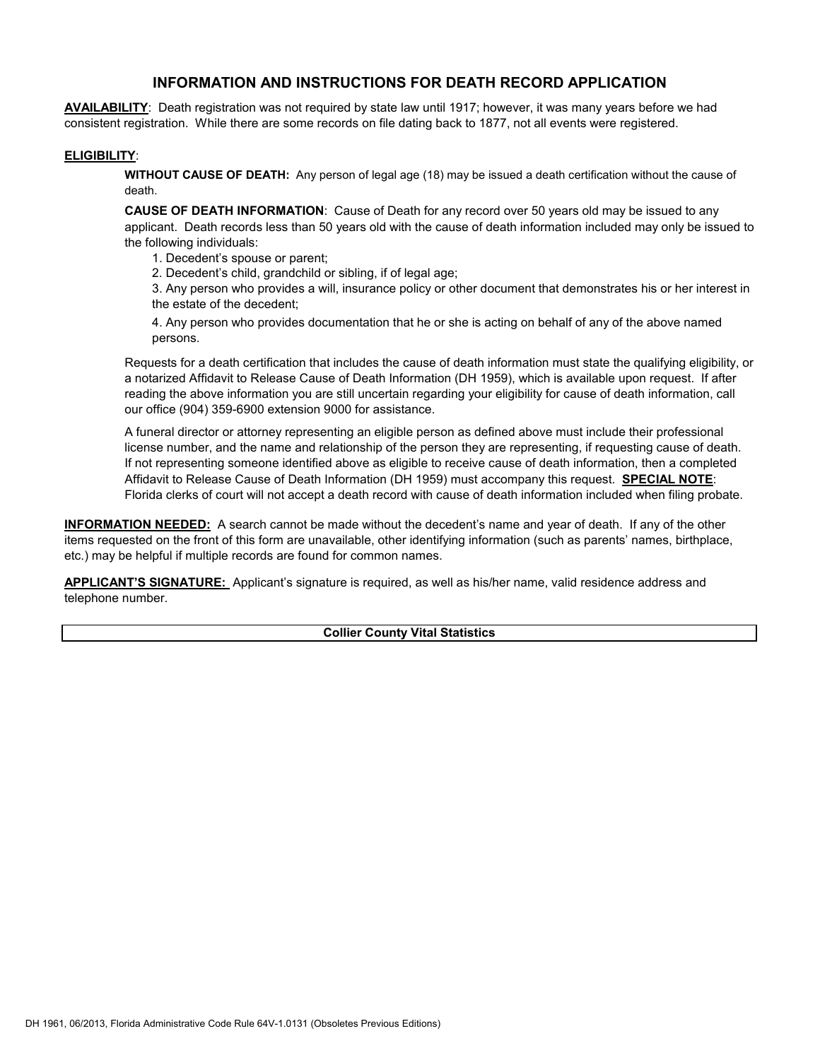# INFORMATION AND INSTRUCTIONS FOR DEATH RECORD APPLICATION

**AVAILABILITY**: Death registration was not required by state law until 1917; however, it was many years before we had consistent registration. While there are some records on file dating back to 1877, not all events were registered.

**ELIGIBILITY**:

**WITHOUT CAUSE OF DEATH:** Any person of legal age (18) may be issued a death certification without the cause of death.

**CAUSE OF DEATH INFORMATION**: Cause of Death for any record over 50 years old may be issued to any applicant. Death records less than 50 years old with the cause of death information included may only be issued to the following individuals:

1. Decedent's spouse or parent;
2. Decedent's child, grandchild or sibling, if of legal age;
3. Any person who provides a will, insurance policy or other document that demonstrates his or her interest in the estate of the decedent;
4. Any person who provides documentation that he or she is acting on behalf of any of the above named persons.

Requests for a death certification that includes the cause of death information must state the qualifying eligibility, or a notarized Affidavit to Release Cause of Death Information (DH 1959), which is available upon request. If after reading the above information you are still uncertain regarding your eligibility for cause of death information, call our office (904) 359-6900 extension 9000 for assistance.

A funeral director or attorney representing an eligible person as defined above must include their professional license number, and the name and relationship of the person they are representing, if requesting cause of death. If not representing someone identified above as eligible to receive cause of death information, then a completed Affidavit to Release Cause of Death Information (DH 1959) must accompany this request. **SPECIAL NOTE**: Florida clerks of court will not accept a death record with cause of death information included when filing probate.

**INFORMATION NEEDED:** A search cannot be made without the decedent's name and year of death. If any of the other items requested on the front of this form are unavailable, other identifying information (such as parents' names, birthplace, etc.) may be helpful if multiple records are found for common names.

**APPLICANT'S SIGNATURE:** Applicant's signature is required, as well as his/her name, valid residence address and telephone number.

**Collier County Vital Statistics**

DH 1961, 06/2013, Florida Administrative Code Rule 64V-1.0131 (Obsoletes Previous Editions)